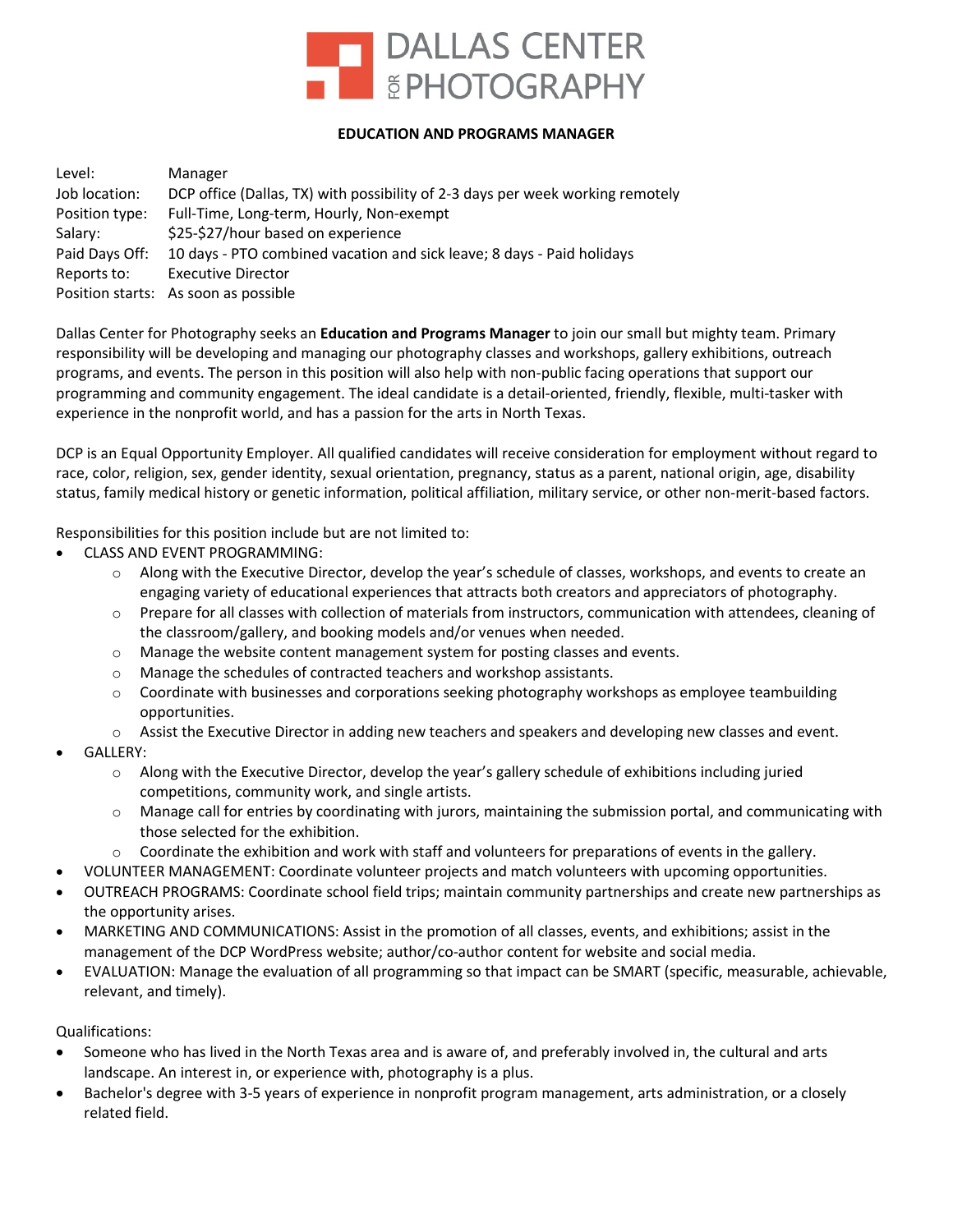# DALLAS CENTER FOR PHOTOGRAPHY

## EDUCATION AND PROGRAMS MANAGER

| | |
|---|---|
| Level: | Manager |
| Job location: | DCP office (Dallas, TX) with possibility of 2-3 days per week working remotely |
| Position type: | Full-Time, Long-term, Hourly, Non-exempt |
| Salary: | \$25-\$27/hour based on experience |
| Paid Days Off: | 10 days - PTO combined vacation and sick leave; 8 days - Paid holidays |
| Reports to: | Executive Director |
| Position starts: | As soon as possible |

Dallas Center for Photography seeks an **Education and Programs Manager** to join our small but mighty team. Primary responsibility will be developing and managing our photography classes and workshops, gallery exhibitions, outreach programs, and events. The person in this position will also help with non-public facing operations that support our programming and community engagement. The ideal candidate is a detail-oriented, friendly, flexible, multi-tasker with experience in the nonprofit world, and has a passion for the arts in North Texas.

DCP is an Equal Opportunity Employer. All qualified candidates will receive consideration for employment without regard to race, color, religion, sex, gender identity, sexual orientation, pregnancy, status as a parent, national origin, age, disability status, family medical history or genetic information, political affiliation, military service, or other non-merit-based factors.

Responsibilities for this position include but are not limited to:

- CLASS AND EVENT PROGRAMMING:
  - Along with the Executive Director, develop the year's schedule of classes, workshops, and events to create an engaging variety of educational experiences that attracts both creators and appreciators of photography.
  - Prepare for all classes with collection of materials from instructors, communication with attendees, cleaning of the classroom/gallery, and booking models and/or venues when needed.
  - Manage the website content management system for posting classes and events.
  - Manage the schedules of contracted teachers and workshop assistants.
  - Coordinate with businesses and corporations seeking photography workshops as employee teambuilding opportunities.
  - Assist the Executive Director in adding new teachers and speakers and developing new classes and event.
- GALLERY:
  - Along with the Executive Director, develop the year's gallery schedule of exhibitions including juried competitions, community work, and single artists.
  - Manage call for entries by coordinating with jurors, maintaining the submission portal, and communicating with those selected for the exhibition.
  - Coordinate the exhibition and work with staff and volunteers for preparations of events in the gallery.
- VOLUNTEER MANAGEMENT: Coordinate volunteer projects and match volunteers with upcoming opportunities.
- OUTREACH PROGRAMS: Coordinate school field trips; maintain community partnerships and create new partnerships as the opportunity arises.
- MARKETING AND COMMUNICATIONS: Assist in the promotion of all classes, events, and exhibitions; assist in the management of the DCP WordPress website; author/co-author content for website and social media.
- EVALUATION: Manage the evaluation of all programming so that impact can be SMART (specific, measurable, achievable, relevant, and timely).

Qualifications:

- Someone who has lived in the North Texas area and is aware of, and preferably involved in, the cultural and arts landscape. An interest in, or experience with, photography is a plus.
- Bachelor's degree with 3-5 years of experience in nonprofit program management, arts administration, or a closely related field.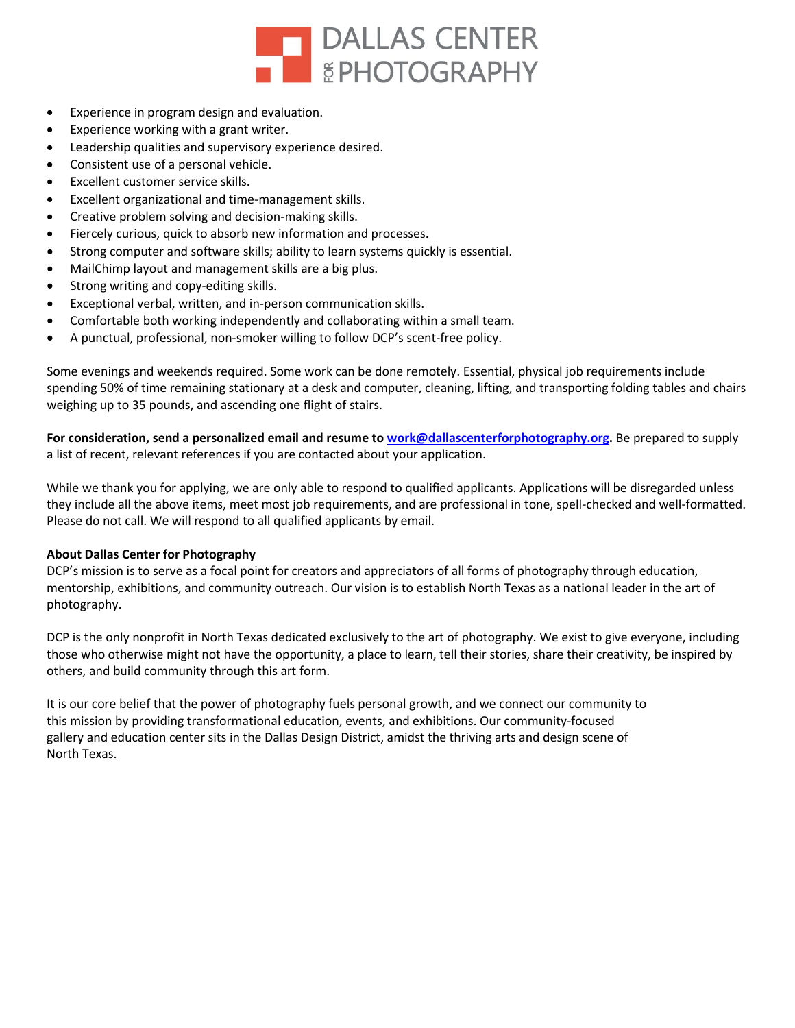- Experience in program design and evaluation.
- Experience working with a grant writer.
- Leadership qualities and supervisory experience desired.
- Consistent use of a personal vehicle.
- Excellent customer service skills.
- Excellent organizational and time-management skills.
- Creative problem solving and decision-making skills.
- Fiercely curious, quick to absorb new information and processes.
- Strong computer and software skills; ability to learn systems quickly is essential.
- MailChimp layout and management skills are a big plus.
- Strong writing and copy-editing skills.
- Exceptional verbal, written, and in-person communication skills.
- Comfortable both working independently and collaborating within a small team.
- A punctual, professional, non-smoker willing to follow DCP's scent-free policy.

Some evenings and weekends required. Some work can be done remotely. Essential, physical job requirements include spending 50% of time remaining stationary at a desk and computer, cleaning, lifting, and transporting folding tables and chairs weighing up to 35 pounds, and ascending one flight of stairs.

**For consideration, send a personalized email and resume to work@dallascenterforphotography.org.** Be prepared to supply a list of recent, relevant references if you are contacted about your application.

While we thank you for applying, we are only able to respond to qualified applicants. Applications will be disregarded unless they include all the above items, meet most job requirements, and are professional in tone, spell-checked and well-formatted. Please do not call. We will respond to all qualified applicants by email.

**About Dallas Center for Photography**

DCP's mission is to serve as a focal point for creators and appreciators of all forms of photography through education, mentorship, exhibitions, and community outreach. Our vision is to establish North Texas as a national leader in the art of photography.

DCP is the only nonprofit in North Texas dedicated exclusively to the art of photography. We exist to give everyone, including those who otherwise might not have the opportunity, a place to learn, tell their stories, share their creativity, be inspired by others, and build community through this art form.

It is our core belief that the power of photography fuels personal growth, and we connect our community to this mission by providing transformational education, events, and exhibitions. Our community-focused gallery and education center sits in the Dallas Design District, amidst the thriving arts and design scene of North Texas.